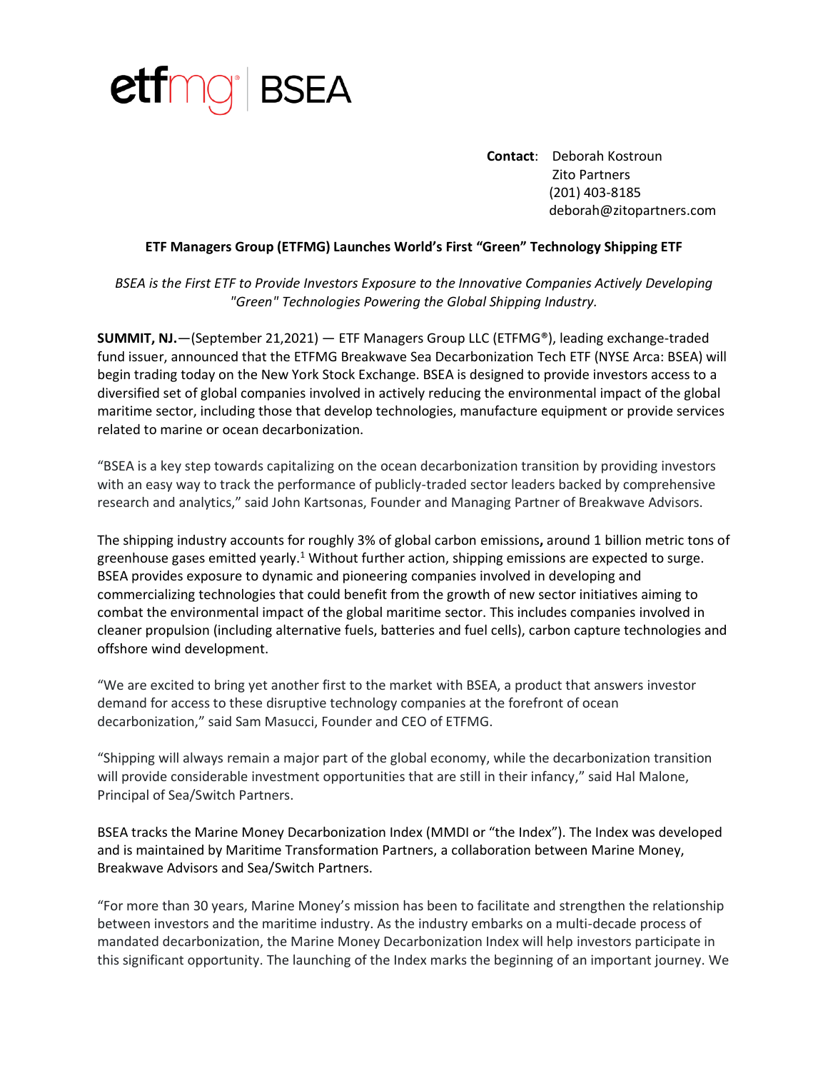etfmg | BSEA

**Contact**: Deborah Kostroun
Zito Partners
(201) 403-8185
deborah@zitopartners.com

**ETF Managers Group (ETFMG) Launches World's First "Green" Technology Shipping ETF**

*BSEA is the First ETF to Provide Investors Exposure to the Innovative Companies Actively Developing "Green" Technologies Powering the Global Shipping Industry.*

**SUMMIT, NJ.**—(September 21,2021) — ETF Managers Group LLC (ETFMG®), leading exchange-traded fund issuer, announced that the ETFMG Breakwave Sea Decarbonization Tech ETF (NYSE Arca: BSEA) will begin trading today on the New York Stock Exchange. BSEA is designed to provide investors access to a diversified set of global companies involved in actively reducing the environmental impact of the global maritime sector, including those that develop technologies, manufacture equipment or provide services related to marine or ocean decarbonization.

"BSEA is a key step towards capitalizing on the ocean decarbonization transition by providing investors with an easy way to track the performance of publicly-traded sector leaders backed by comprehensive research and analytics," said John Kartsonas, Founder and Managing Partner of Breakwave Advisors.

The shipping industry accounts for roughly 3% of global carbon emissions**,** around 1 billion metric tons of greenhouse gases emitted yearly.[1] Without further action, shipping emissions are expected to surge. BSEA provides exposure to dynamic and pioneering companies involved in developing and commercializing technologies that could benefit from the growth of new sector initiatives aiming to combat the environmental impact of the global maritime sector. This includes companies involved in cleaner propulsion (including alternative fuels, batteries and fuel cells), carbon capture technologies and offshore wind development.

"We are excited to bring yet another first to the market with BSEA, a product that answers investor demand for access to these disruptive technology companies at the forefront of ocean decarbonization," said Sam Masucci, Founder and CEO of ETFMG.

"Shipping will always remain a major part of the global economy, while the decarbonization transition will provide considerable investment opportunities that are still in their infancy," said Hal Malone, Principal of Sea/Switch Partners.

BSEA tracks the Marine Money Decarbonization Index (MMDI or "the Index"). The Index was developed and is maintained by Maritime Transformation Partners, a collaboration between Marine Money, Breakwave Advisors and Sea/Switch Partners.

"For more than 30 years, Marine Money's mission has been to facilitate and strengthen the relationship between investors and the maritime industry. As the industry embarks on a multi-decade process of mandated decarbonization, the Marine Money Decarbonization Index will help investors participate in this significant opportunity. The launching of the Index marks the beginning of an important journey. We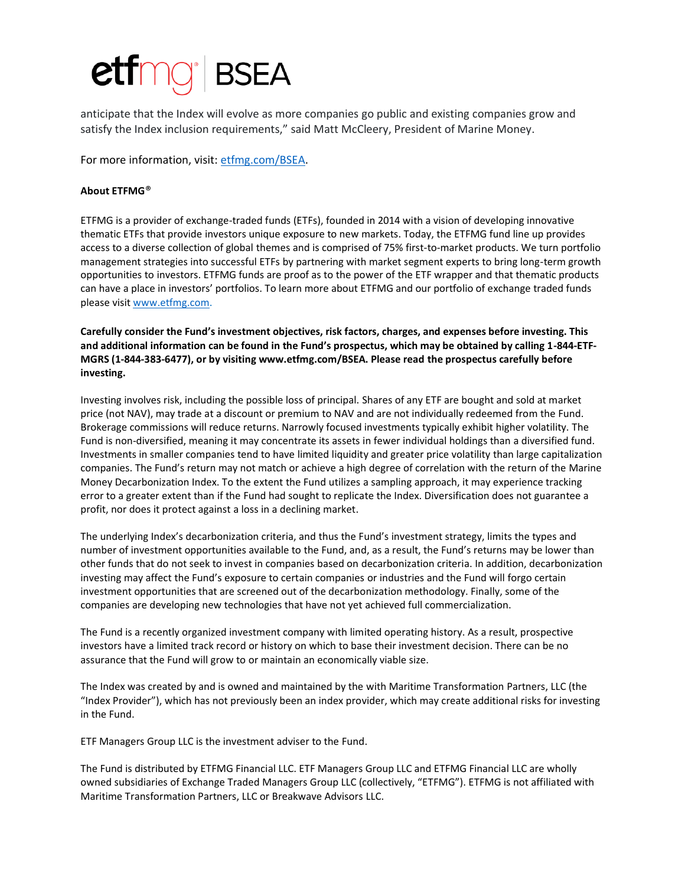anticipate that the Index will evolve as more companies go public and existing companies grow and satisfy the Index inclusion requirements," said Matt McCleery, President of Marine Money.

For more information, visit: etfmg.com/BSEA.

**About ETFMG®**

ETFMG is a provider of exchange-traded funds (ETFs), founded in 2014 with a vision of developing innovative thematic ETFs that provide investors unique exposure to new markets. Today, the ETFMG fund line up provides access to a diverse collection of global themes and is comprised of 75% first-to-market products. We turn portfolio management strategies into successful ETFs by partnering with market segment experts to bring long-term growth opportunities to investors. ETFMG funds are proof as to the power of the ETF wrapper and that thematic products can have a place in investors' portfolios. To learn more about ETFMG and our portfolio of exchange traded funds please visit www.etfmg.com.

**Carefully consider the Fund's investment objectives, risk factors, charges, and expenses before investing. This and additional information can be found in the Fund's prospectus, which may be obtained by calling 1-844-ETF-MGRS (1-844-383-6477), or by visiting www.etfmg.com/BSEA. Please read the prospectus carefully before investing.**

Investing involves risk, including the possible loss of principal. Shares of any ETF are bought and sold at market price (not NAV), may trade at a discount or premium to NAV and are not individually redeemed from the Fund. Brokerage commissions will reduce returns. Narrowly focused investments typically exhibit higher volatility. The Fund is non-diversified, meaning it may concentrate its assets in fewer individual holdings than a diversified fund. Investments in smaller companies tend to have limited liquidity and greater price volatility than large capitalization companies. The Fund's return may not match or achieve a high degree of correlation with the return of the Marine Money Decarbonization Index. To the extent the Fund utilizes a sampling approach, it may experience tracking error to a greater extent than if the Fund had sought to replicate the Index. Diversification does not guarantee a profit, nor does it protect against a loss in a declining market.

The underlying Index's decarbonization criteria, and thus the Fund's investment strategy, limits the types and number of investment opportunities available to the Fund, and, as a result, the Fund's returns may be lower than other funds that do not seek to invest in companies based on decarbonization criteria. In addition, decarbonization investing may affect the Fund's exposure to certain companies or industries and the Fund will forgo certain investment opportunities that are screened out of the decarbonization methodology. Finally, some of the companies are developing new technologies that have not yet achieved full commercialization.

The Fund is a recently organized investment company with limited operating history. As a result, prospective investors have a limited track record or history on which to base their investment decision. There can be no assurance that the Fund will grow to or maintain an economically viable size.

The Index was created by and is owned and maintained by the with Maritime Transformation Partners, LLC (the "Index Provider"), which has not previously been an index provider, which may create additional risks for investing in the Fund.

ETF Managers Group LLC is the investment adviser to the Fund.

The Fund is distributed by ETFMG Financial LLC. ETF Managers Group LLC and ETFMG Financial LLC are wholly owned subsidiaries of Exchange Traded Managers Group LLC (collectively, "ETFMG"). ETFMG is not affiliated with Maritime Transformation Partners, LLC or Breakwave Advisors LLC.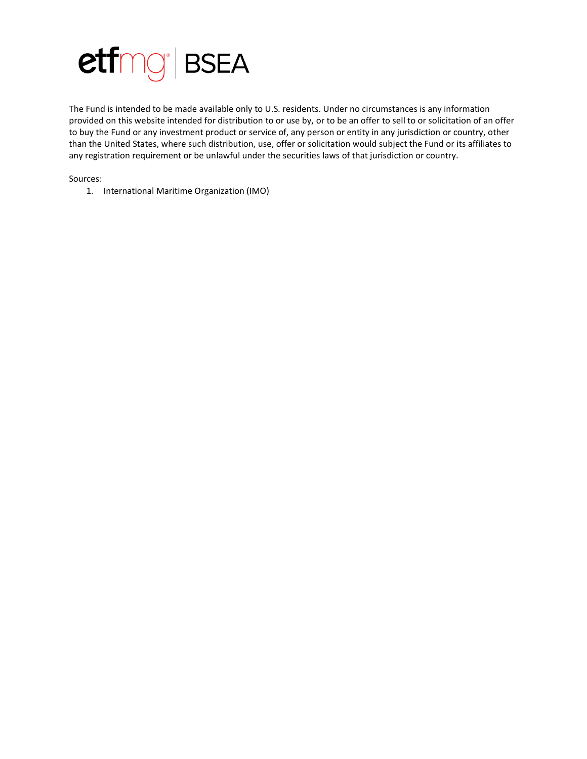etfmg | BSEA

The Fund is intended to be made available only to U.S. residents. Under no circumstances is any information provided on this website intended for distribution to or use by, or to be an offer to sell to or solicitation of an offer to buy the Fund or any investment product or service of, any person or entity in any jurisdiction or country, other than the United States, where such distribution, use, offer or solicitation would subject the Fund or its affiliates to any registration requirement or be unlawful under the securities laws of that jurisdiction or country.

Sources:

1. International Maritime Organization (IMO)